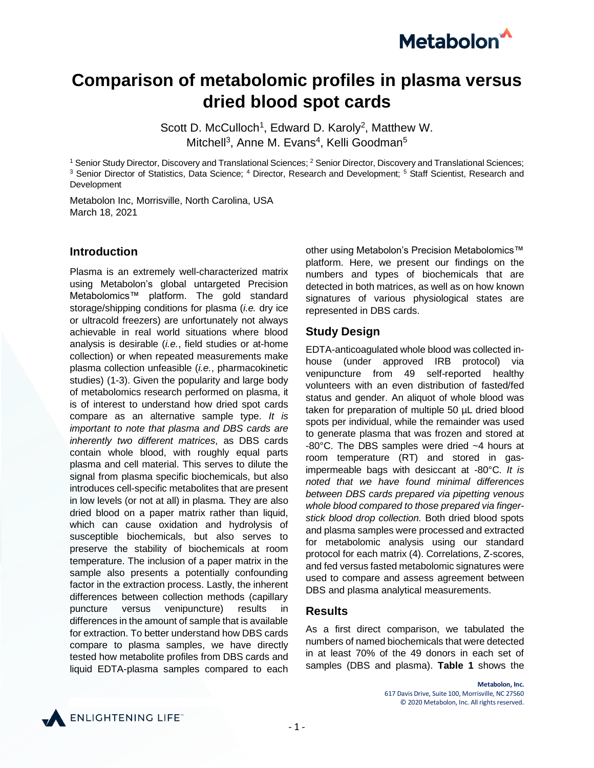# Comparison of metabolomic profiles in plasma versus dried blood spot cards

Scott D. McCulloch[1], Edward D. Karoly[2], Matthew W. Mitchell[3], Anne M. Evans[4], Kelli Goodman[5]

[1] Senior Study Director, Discovery and Translational Sciences; [2] Senior Director, Discovery and Translational Sciences; [3] Senior Director of Statistics, Data Science; [4] Director, Research and Development; [5] Staff Scientist, Research and Development

Metabolon Inc, Morrisville, North Carolina, USA
March 18, 2021

## Introduction

Plasma is an extremely well-characterized matrix using Metabolon's global untargeted Precision Metabolomics™ platform. The gold standard storage/shipping conditions for plasma (*i.e.* dry ice or ultracold freezers) are unfortunately not always achievable in real world situations where blood analysis is desirable (*i.e.*, field studies or at-home collection) or when repeated measurements make plasma collection unfeasible (*i.e.*, pharmacokinetic studies) (1-3). Given the popularity and large body of metabolomics research performed on plasma, it is of interest to understand how dried spot cards compare as an alternative sample type. *It is important to note that plasma and DBS cards are inherently two different matrices*, as DBS cards contain whole blood, with roughly equal parts plasma and cell material. This serves to dilute the signal from plasma specific biochemicals, but also introduces cell-specific metabolites that are present in low levels (or not at all) in plasma. They are also dried blood on a paper matrix rather than liquid, which can cause oxidation and hydrolysis of susceptible biochemicals, but also serves to preserve the stability of biochemicals at room temperature. The inclusion of a paper matrix in the sample also presents a potentially confounding factor in the extraction process. Lastly, the inherent differences between collection methods (capillary puncture versus venipuncture) results in differences in the amount of sample that is available for extraction. To better understand how DBS cards compare to plasma samples, we have directly tested how metabolite profiles from DBS cards and liquid EDTA-plasma samples compared to each other using Metabolon's Precision Metabolomics™ platform. Here, we present our findings on the numbers and types of biochemicals that are detected in both matrices, as well as on how known signatures of various physiological states are represented in DBS cards.

## Study Design

EDTA-anticoagulated whole blood was collected in-house (under approved IRB protocol) via venipuncture from 49 self-reported healthy volunteers with an even distribution of fasted/fed status and gender. An aliquot of whole blood was taken for preparation of multiple 50 µL dried blood spots per individual, while the remainder was used to generate plasma that was frozen and stored at -80°C. The DBS samples were dried ~4 hours at room temperature (RT) and stored in gas-impermeable bags with desiccant at -80°C. *It is noted that we have found minimal differences between DBS cards prepared via pipetting venous whole blood compared to those prepared via finger-stick blood drop collection.* Both dried blood spots and plasma samples were processed and extracted for metabolomic analysis using our standard protocol for each matrix (4). Correlations, Z-scores, and fed versus fasted metabolomic signatures were used to compare and assess agreement between DBS and plasma analytical measurements.

## Results

As a first direct comparison, we tabulated the numbers of named biochemicals that were detected in at least 70% of the 49 donors in each set of samples (DBS and plasma). **Table 1** shows the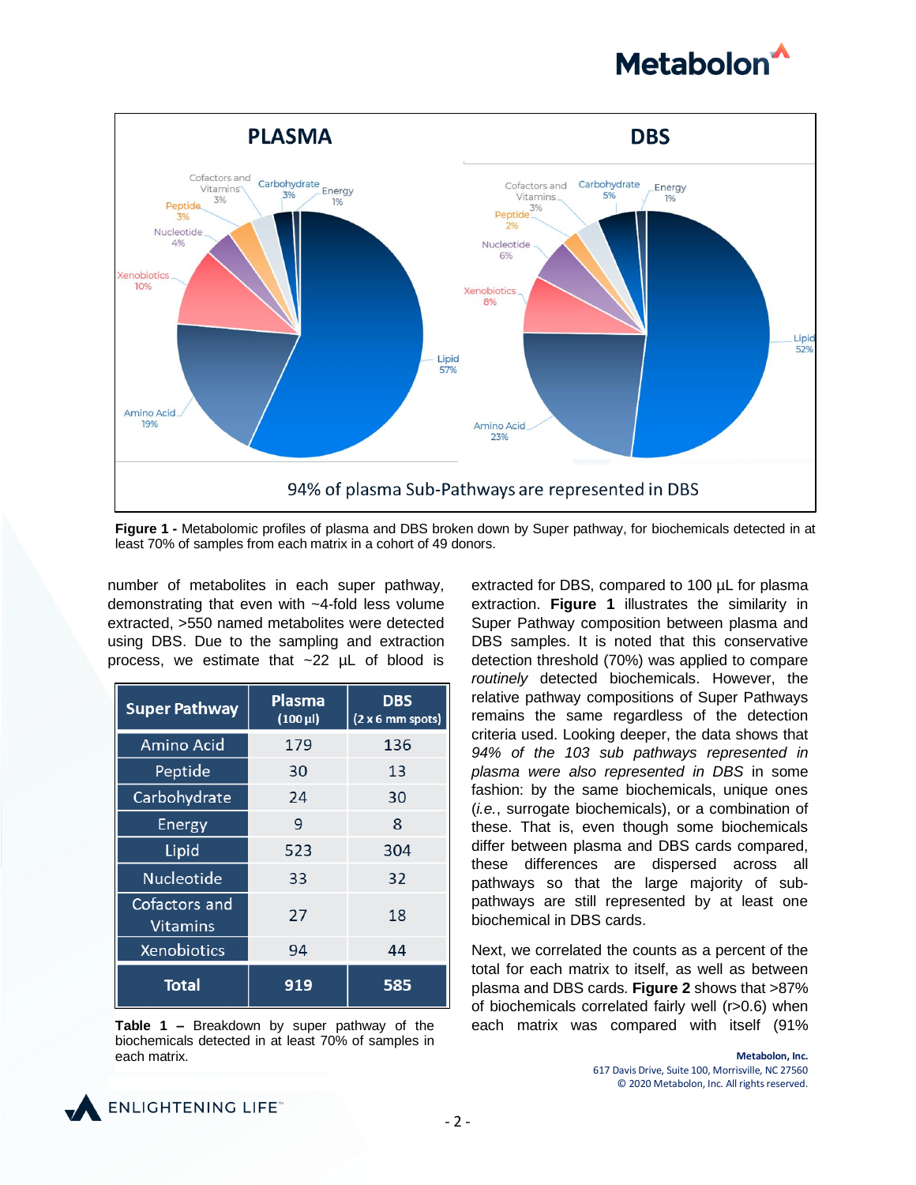PLASMA

DBS

94% of plasma Sub-Pathways are represented in DBS

**Figure 1 -** Metabolomic profiles of plasma and DBS broken down by Super pathway, for biochemicals detected in at least 70% of samples from each matrix in a cohort of 49 donors.

number of metabolites in each super pathway, demonstrating that even with ~4-fold less volume extracted, >550 named metabolites were detected using DBS. Due to the sampling and extraction process, we estimate that ~22 µL of blood is extracted for DBS, compared to 100 µL for plasma extraction. **Figure 1** illustrates the similarity in Super Pathway composition between plasma and DBS samples. It is noted that this conservative detection threshold (70%) was applied to compare *routinely* detected biochemicals. However, the relative pathway compositions of Super Pathways remains the same regardless of the detection criteria used. Looking deeper, the data shows that *94% of the 103 sub pathways represented in plasma were also represented in DBS* in some fashion: by the same biochemicals, unique ones (*i.e.*, surrogate biochemicals), or a combination of these. That is, even though some biochemicals differ between plasma and DBS cards compared, these differences are dispersed across all pathways so that the large majority of sub-pathways are still represented by at least one biochemical in DBS cards.

| Super Pathway | Plasma (100 µl) | DBS (2 x 6 mm spots) |
|---|---|---|
| Amino Acid | 179 | 136 |
| Peptide | 30 | 13 |
| Carbohydrate | 24 | 30 |
| Energy | 9 | 8 |
| Lipid | 523 | 304 |
| Nucleotide | 33 | 32 |
| Cofactors and Vitamins | 27 | 18 |
| Xenobiotics | 94 | 44 |
| **Total** | **919** | **585** |

**Table 1 –** Breakdown by super pathway of the biochemicals detected in at least 70% of samples in each matrix.

Next, we correlated the counts as a percent of the total for each matrix to itself, as well as between plasma and DBS cards. **Figure 2** shows that >87% of biochemicals correlated fairly well (r>0.6) when each matrix was compared with itself (91%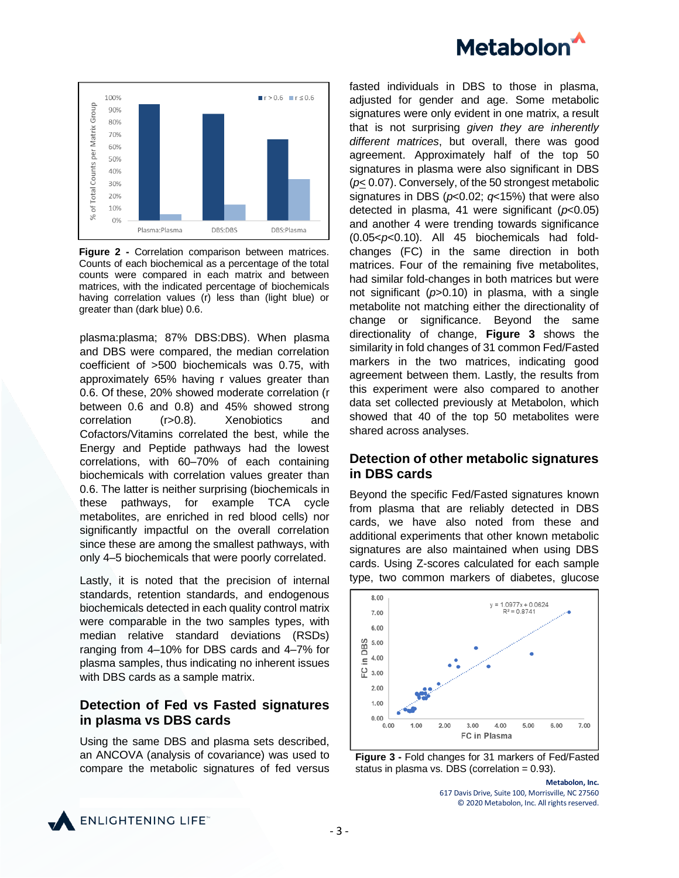**Figure 2 -** Correlation comparison between matrices. Counts of each biochemical as a percentage of the total counts were compared in each matrix and between matrices, with the indicated percentage of biochemicals having correlation values (r) less than (light blue) or greater than (dark blue) 0.6.

plasma:plasma; 87% DBS:DBS). When plasma and DBS were compared, the median correlation coefficient of >500 biochemicals was 0.75, with approximately 65% having r values greater than 0.6. Of these, 20% showed moderate correlation (r between 0.6 and 0.8) and 45% showed strong correlation (r>0.8). Xenobiotics and Cofactors/Vitamins correlated the best, while the Energy and Peptide pathways had the lowest correlations, with 60–70% of each containing biochemicals with correlation values greater than 0.6. The latter is neither surprising (biochemicals in these pathways, for example TCA cycle metabolites, are enriched in red blood cells) nor significantly impactful on the overall correlation since these are among the smallest pathways, with only 4–5 biochemicals that were poorly correlated.

Lastly, it is noted that the precision of internal standards, retention standards, and endogenous biochemicals detected in each quality control matrix were comparable in the two samples types, with median relative standard deviations (RSDs) ranging from 4–10% for DBS cards and 4–7% for plasma samples, thus indicating no inherent issues with DBS cards as a sample matrix.

## Detection of Fed vs Fasted signatures in plasma vs DBS cards

Using the same DBS and plasma sets described, an ANCOVA (analysis of covariance) was used to compare the metabolic signatures of fed versus fasted individuals in DBS to those in plasma, adjusted for gender and age. Some metabolic signatures were only evident in one matrix, a result that is not surprising *given they are inherently different matrices*, but overall, there was good agreement. Approximately half of the top 50 signatures in plasma were also significant in DBS ($p \leq 0.07$). Conversely, of the 50 strongest metabolic signatures in DBS ($p<0.02$; $q<15\%$) that were also detected in plasma, 41 were significant ($p<0.05$) and another 4 were trending towards significance ($0.05<p<0.10$). All 45 biochemicals had fold-changes (FC) in the same direction in both matrices. Four of the remaining five metabolites, had similar fold-changes in both matrices but were not significant ($p>0.10$) in plasma, with a single metabolite not matching either the directionality of change or significance. Beyond the same directionality of change, **Figure 3** shows the similarity in fold changes of 31 common Fed/Fasted markers in the two matrices, indicating good agreement between them. Lastly, the results from this experiment were also compared to another data set collected previously at Metabolon, which showed that 40 of the top 50 metabolites were shared across analyses.

## Detection of other metabolic signatures in DBS cards

Beyond the specific Fed/Fasted signatures known from plasma that are reliably detected in DBS cards, we have also noted from these and additional experiments that other known metabolic signatures are also maintained when using DBS cards. Using Z-scores calculated for each sample type, two common markers of diabetes, glucose

**Figure 3 -** Fold changes for 31 markers of Fed/Fasted status in plasma vs. DBS (correlation = 0.93).

**Metabolon, Inc.**
617 Davis Drive, Suite 100, Morrisville, NC 27560
© 2020 Metabolon, Inc. All rights reserved.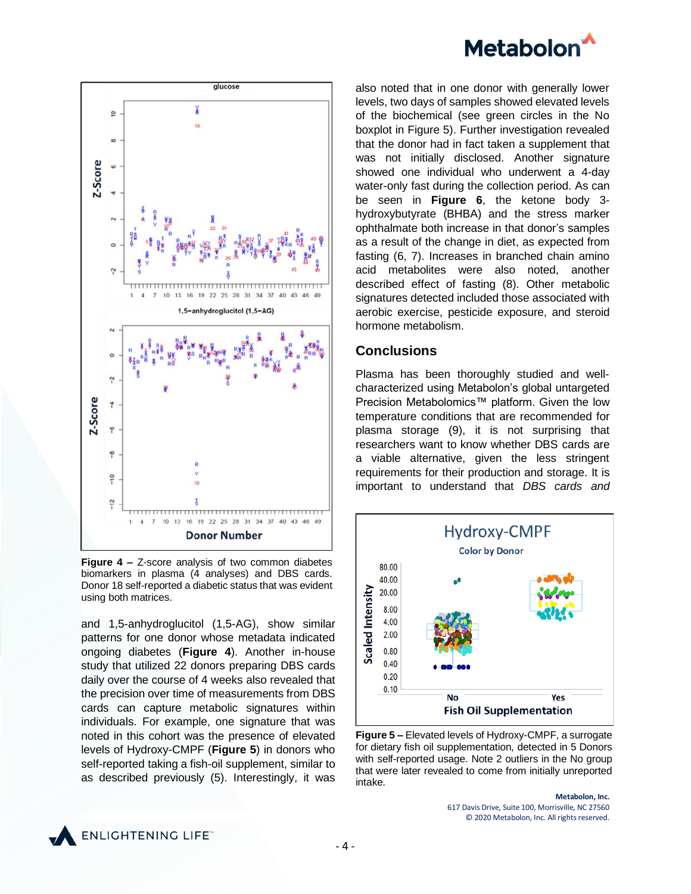Figure 4 – Z-score analysis of two common diabetes biomarkers in plasma (4 analyses) and DBS cards. Donor 18 self-reported a diabetic status that was evident using both matrices.

and 1,5-anhydroglucitol (1,5-AG), show similar patterns for one donor whose metadata indicated ongoing diabetes (**Figure 4**). Another in-house study that utilized 22 donors preparing DBS cards daily over the course of 4 weeks also revealed that the precision over time of measurements from DBS cards can capture metabolic signatures within individuals. For example, one signature that was noted in this cohort was the presence of elevated levels of Hydroxy-CMPF (**Figure 5**) in donors who self-reported taking a fish-oil supplement, similar to as described previously (5). Interestingly, it was also noted that in one donor with generally lower levels, two days of samples showed elevated levels of the biochemical (see green circles in the No boxplot in Figure 5). Further investigation revealed that the donor had in fact taken a supplement that was not initially disclosed. Another signature showed one individual who underwent a 4-day water-only fast during the collection period. As can be seen in **Figure 6**, the ketone body 3-hydroxybutyrate (BHBA) and the stress marker ophthalmate both increase in that donor's samples as a result of the change in diet, as expected from fasting (6, 7). Increases in branched chain amino acid metabolites were also noted, another described effect of fasting (8). Other metabolic signatures detected included those associated with aerobic exercise, pesticide exposure, and steroid hormone metabolism.

## Conclusions

Plasma has been thoroughly studied and well-characterized using Metabolon's global untargeted Precision Metabolomics™ platform. Given the low temperature conditions that are recommended for plasma storage (9), it is not surprising that researchers want to know whether DBS cards are a viable alternative, given the less stringent requirements for their production and storage. It is important to understand that *DBS cards and*

Figure 5 – Elevated levels of Hydroxy-CMPF, a surrogate for dietary fish oil supplementation, detected in 5 Donors with self-reported usage. Note 2 outliers in the No group that were later revealed to come from initially unreported intake.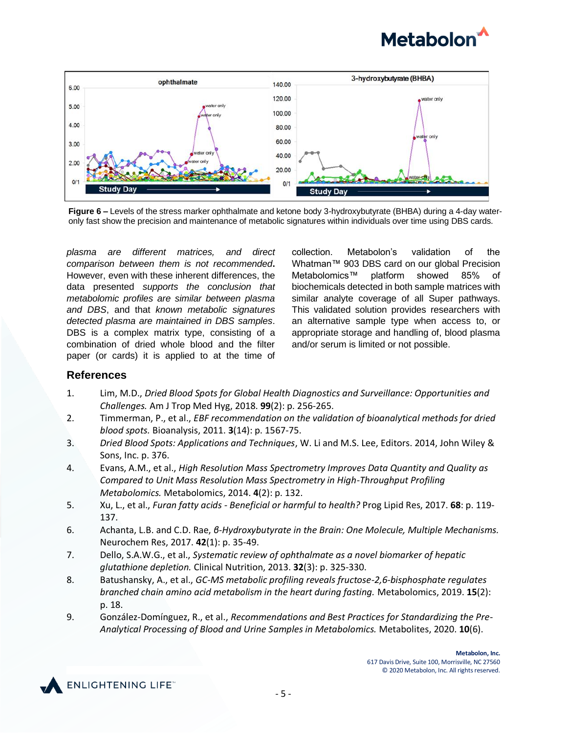ophthalmate

6.00
5.00
4.00
3.00
2.00
0/1

water only
water only
water only
water only

Study Day

3-hydroxybutyrate (BHBA)

140.00
120.00
100.00
80.00
60.00
40.00
20.00
0/1

water only
water only
water only

Study Day

**Figure 6 –** Levels of the stress marker ophthalmate and ketone body 3-hydroxybutyrate (BHBA) during a 4-day water-only fast show the precision and maintenance of metabolic signatures within individuals over time using DBS cards.

*plasma are different matrices, and direct comparison between them is not recommended***.** However, even with these inherent differences, the data presented *supports the conclusion that metabolomic profiles are similar between plasma and DBS*, and that *known metabolic signatures detected plasma are maintained in DBS samples*. DBS is a complex matrix type, consisting of a combination of dried whole blood and the filter paper (or cards) it is applied to at the time of collection. Metabolon's validation of the Whatman™ 903 DBS card on our global Precision Metabolomics™ platform showed 85% of biochemicals detected in both sample matrices with similar analyte coverage of all Super pathways. This validated solution provides researchers with an alternative sample type when access to, or appropriate storage and handling of, blood plasma and/or serum is limited or not possible.

## References

1. Lim, M.D., *Dried Blood Spots for Global Health Diagnostics and Surveillance: Opportunities and Challenges.* Am J Trop Med Hyg, 2018. **99**(2): p. 256-265.
2. Timmerman, P., et al., *EBF recommendation on the validation of bioanalytical methods for dried blood spots.* Bioanalysis, 2011. **3**(14): p. 1567-75.
3. *Dried Blood Spots: Applications and Techniques*, W. Li and M.S. Lee, Editors. 2014, John Wiley & Sons, Inc. p. 376.
4. Evans, A.M., et al., *High Resolution Mass Spectrometry Improves Data Quantity and Quality as Compared to Unit Mass Resolution Mass Spectrometry in High-Throughput Profiling Metabolomics.* Metabolomics, 2014. **4**(2): p. 132.
5. Xu, L., et al., *Furan fatty acids - Beneficial or harmful to health?* Prog Lipid Res, 2017. **68**: p. 119-137.
6. Achanta, L.B. and C.D. Rae, *β-Hydroxybutyrate in the Brain: One Molecule, Multiple Mechanisms.* Neurochem Res, 2017. **42**(1): p. 35-49.
7. Dello, S.A.W.G., et al., *Systematic review of ophthalmate as a novel biomarker of hepatic glutathione depletion.* Clinical Nutrition, 2013. **32**(3): p. 325-330.
8. Batushansky, A., et al., *GC-MS metabolic profiling reveals fructose-2,6-bisphosphate regulates branched chain amino acid metabolism in the heart during fasting.* Metabolomics, 2019. **15**(2): p. 18.
9. González-Domínguez, R., et al., *Recommendations and Best Practices for Standardizing the Pre-Analytical Processing of Blood and Urine Samples in Metabolomics.* Metabolites, 2020. **10**(6).

**Metabolon, Inc.**
617 Davis Drive, Suite 100, Morrisville, NC 27560
© 2020 Metabolon, Inc. All rights reserved.